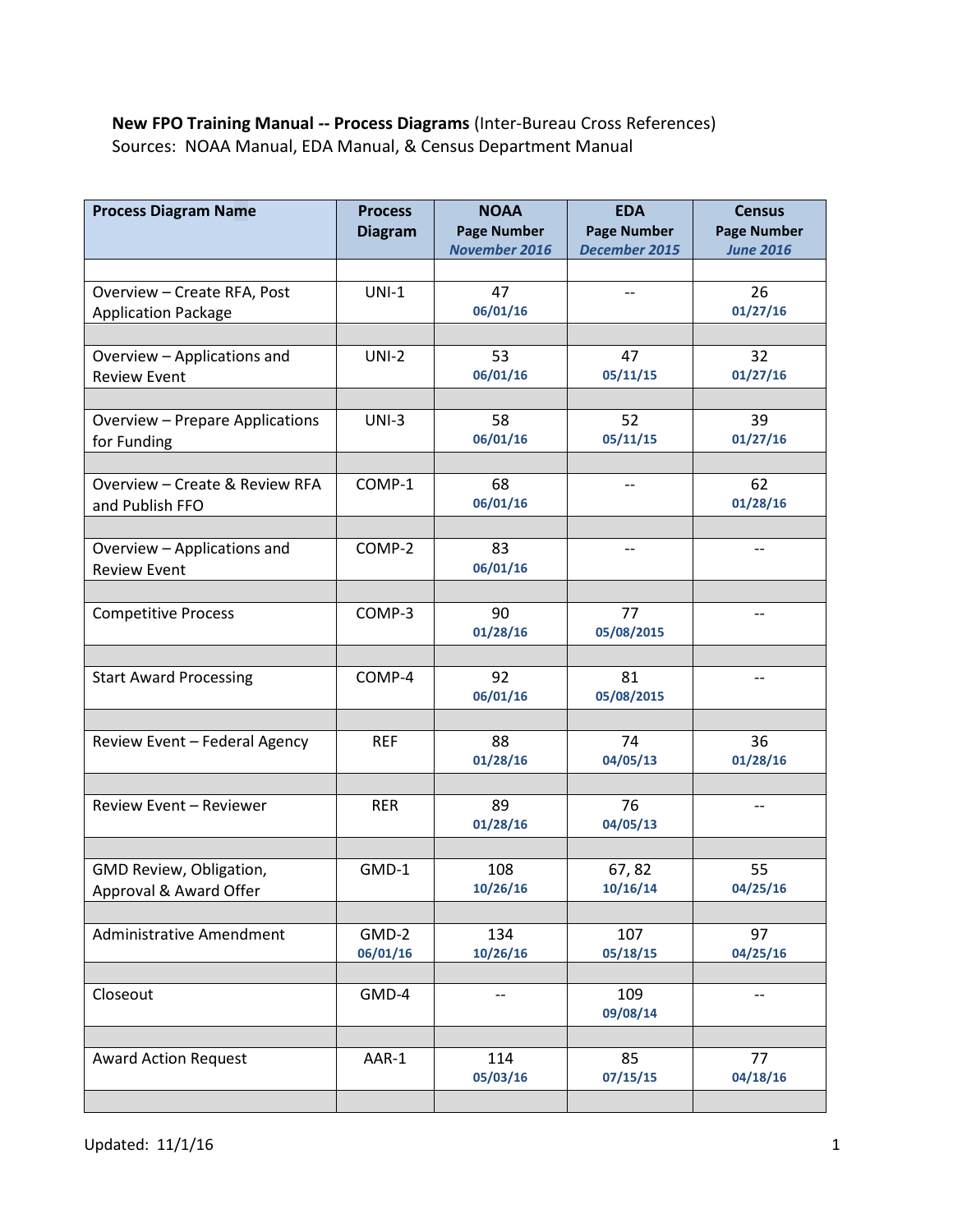**New FPO Training Manual -- Process Diagrams** (Inter-Bureau Cross References)
Sources: NOAA Manual, EDA Manual, & Census Department Manual

| Process Diagram Name | Process Diagram | NOAA Page Number *November 2016* | EDA Page Number *December 2015* | Census Page Number *June 2016* |
|---|---|---|---|---|
| Overview – Create RFA, Post Application Package | UNI-1 | 47 06/01/16 | -- | 26 01/27/16 |
| Overview – Applications and Review Event | UNI-2 | 53 06/01/16 | 47 05/11/15 | 32 01/27/16 |
| Overview – Prepare Applications for Funding | UNI-3 | 58 06/01/16 | 52 05/11/15 | 39 01/27/16 |
| Overview – Create & Review RFA and Publish FFO | COMP-1 | 68 06/01/16 | -- | 62 01/28/16 |
| Overview – Applications and Review Event | COMP-2 | 83 06/01/16 | -- | -- |
| Competitive Process | COMP-3 | 90 01/28/16 | 77 05/08/2015 | -- |
| Start Award Processing | COMP-4 | 92 06/01/16 | 81 05/08/2015 | -- |
| Review Event – Federal Agency | REF | 88 01/28/16 | 74 04/05/13 | 36 01/28/16 |
| Review Event – Reviewer | RER | 89 01/28/16 | 76 04/05/13 | -- |
| GMD Review, Obligation, Approval & Award Offer | GMD-1 | 108 10/26/16 | 67, 82 10/16/14 | 55 04/25/16 |
| Administrative Amendment | GMD-2 06/01/16 | 134 10/26/16 | 107 05/18/15 | 97 04/25/16 |
| Closeout | GMD-4 | -- | 109 09/08/14 | -- |
| Award Action Request | AAR-1 | 114 05/03/16 | 85 07/15/15 | 77 04/18/16 |

Updated: 11/1/16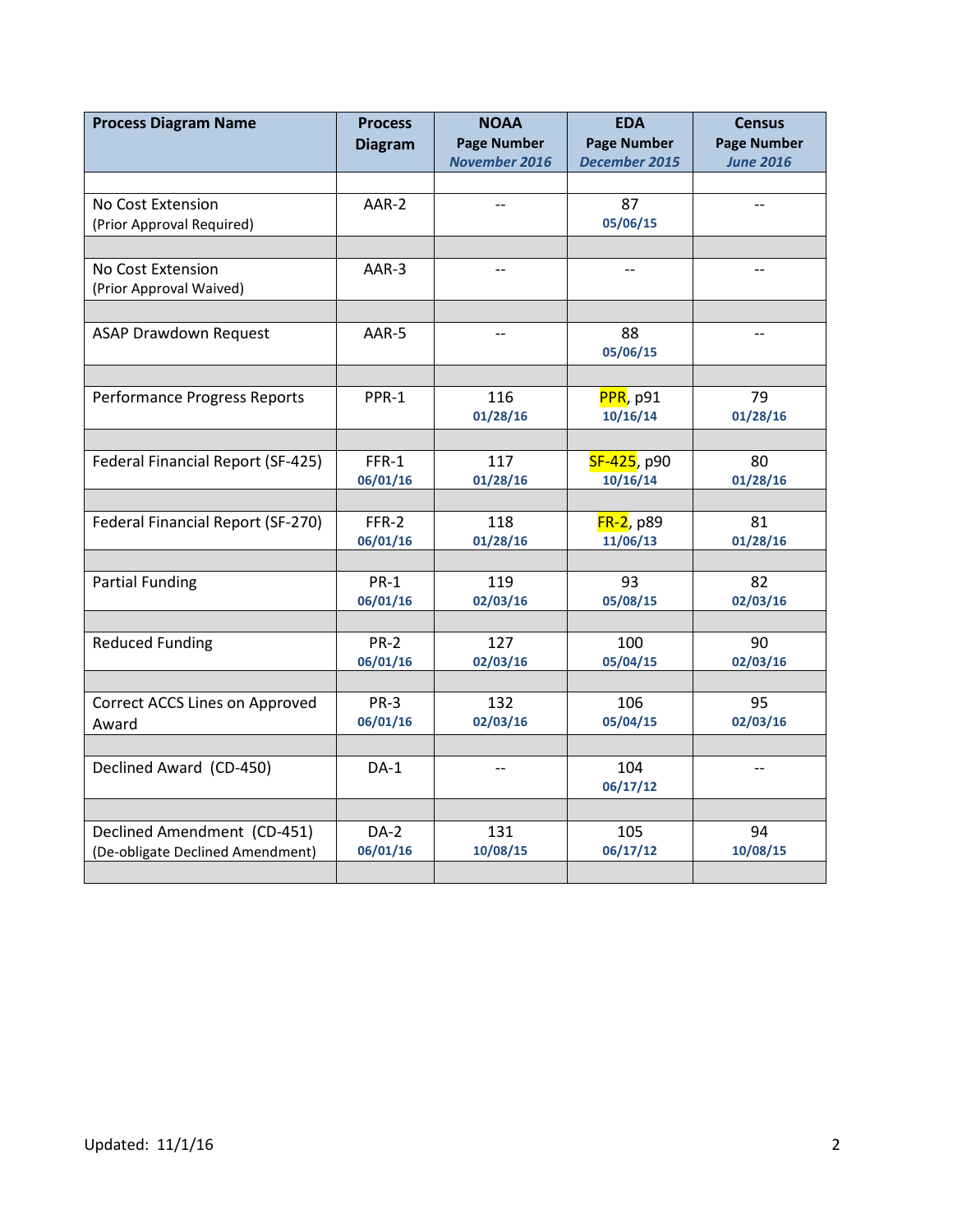| Process Diagram Name | Process Diagram | NOAA Page Number *November 2016* | EDA Page Number *December 2015* | Census Page Number *June 2016* |
|---|---|---|---|---|
| | | | | |
| No Cost Extension (Prior Approval Required) | AAR-2 | -- | 87 05/06/15 | -- |
| | | | | |
| No Cost Extension (Prior Approval Waived) | AAR-3 | -- | -- | -- |
| | | | | |
| ASAP Drawdown Request | AAR-5 | -- | 88 05/06/15 | -- |
| | | | | |
| Performance Progress Reports | PPR-1 | 116 01/28/16 | PPR, p91 10/16/14 | 79 01/28/16 |
| | | | | |
| Federal Financial Report (SF-425) | FFR-1 06/01/16 | 117 01/28/16 | SF-425, p90 10/16/14 | 80 01/28/16 |
| | | | | |
| Federal Financial Report (SF-270) | FFR-2 06/01/16 | 118 01/28/16 | FR-2, p89 11/06/13 | 81 01/28/16 |
| | | | | |
| Partial Funding | PR-1 06/01/16 | 119 02/03/16 | 93 05/08/15 | 82 02/03/16 |
| | | | | |
| Reduced Funding | PR-2 06/01/16 | 127 02/03/16 | 100 05/04/15 | 90 02/03/16 |
| | | | | |
| Correct ACCS Lines on Approved Award | PR-3 06/01/16 | 132 02/03/16 | 106 05/04/15 | 95 02/03/16 |
| | | | | |
| Declined Award (CD-450) | DA-1 | -- | 104 06/17/12 | -- |
| | | | | |
| Declined Amendment (CD-451) (De-obligate Declined Amendment) | DA-2 06/01/16 | 131 10/08/15 | 105 06/17/12 | 94 10/08/15 |
| | | | | |

Updated: 11/1/16